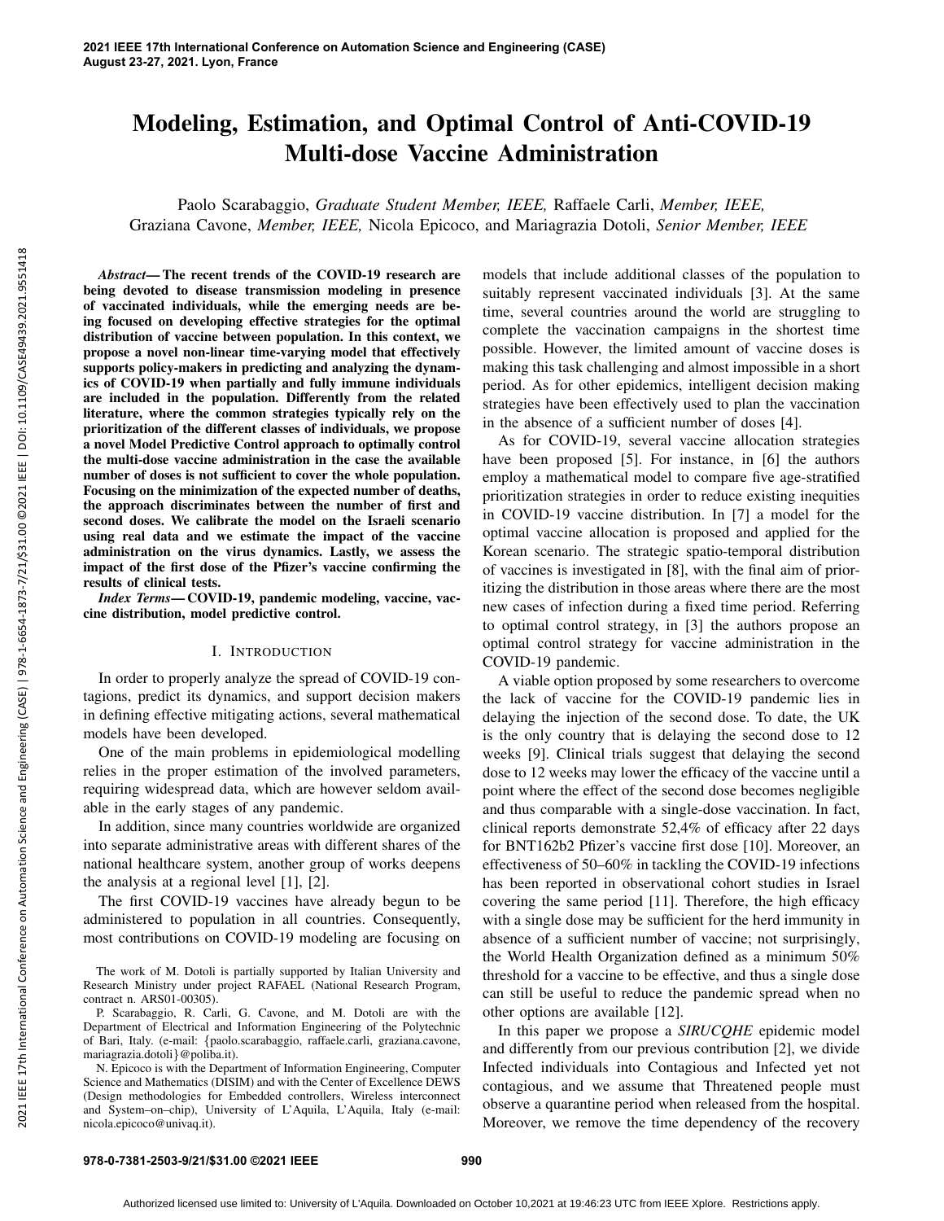# Modeling, Estimation, and Optimal Control of Anti-COVID-19 Multi-dose Vaccine Administration

Paolo Scarabaggio, *Graduate Student Member, IEEE,* Raffaele Carli, *Member, IEEE,* Graziana Cavone, *Member, IEEE,* Nicola Epicoco, and Mariagrazia Dotoli, *Senior Member, IEEE*

***Abstract*— The recent trends of the COVID-19 research are being devoted to disease transmission modeling in presence of vaccinated individuals, while the emerging needs are being focused on developing effective strategies for the optimal distribution of vaccine between population. In this context, we propose a novel non-linear time-varying model that effectively supports policy-makers in predicting and analyzing the dynamics of COVID-19 when partially and fully immune individuals are included in the population. Differently from the related literature, where the common strategies typically rely on the prioritization of the different classes of individuals, we propose a novel Model Predictive Control approach to optimally control the multi-dose vaccine administration in the case the available number of doses is not sufficient to cover the whole population. Focusing on the minimization of the expected number of deaths, the approach discriminates between the number of first and second doses. We calibrate the model on the Israeli scenario using real data and we estimate the impact of the vaccine administration on the virus dynamics. Lastly, we assess the impact of the first dose of the Pfizer's vaccine confirming the results of clinical tests.**

***Index Terms*— COVID-19, pandemic modeling, vaccine, vaccine distribution, model predictive control.**

## I. Introduction

In order to properly analyze the spread of COVID-19 contagions, predict its dynamics, and support decision makers in defining effective mitigating actions, several mathematical models have been developed.

One of the main problems in epidemiological modelling relies in the proper estimation of the involved parameters, requiring widespread data, which are however seldom available in the early stages of any pandemic.

In addition, since many countries worldwide are organized into separate administrative areas with different shares of the national healthcare system, another group of works deepens the analysis at a regional level [1], [2].

The first COVID-19 vaccines have already begun to be administered to population in all countries. Consequently, most contributions on COVID-19 modeling are focusing on models that include additional classes of the population to suitably represent vaccinated individuals [3]. At the same time, several countries around the world are struggling to complete the vaccination campaigns in the shortest time possible. However, the limited amount of vaccine doses is making this task challenging and almost impossible in a short period. As for other epidemics, intelligent decision making strategies have been effectively used to plan the vaccination in the absence of a sufficient number of doses [4].

As for COVID-19, several vaccine allocation strategies have been proposed [5]. For instance, in [6] the authors employ a mathematical model to compare five age-stratified prioritization strategies in order to reduce existing inequities in COVID-19 vaccine distribution. In [7] a model for the optimal vaccine allocation is proposed and applied for the Korean scenario. The strategic spatio-temporal distribution of vaccines is investigated in [8], with the final aim of prioritizing the distribution in those areas where there are the most new cases of infection during a fixed time period. Referring to optimal control strategy, in [3] the authors propose an optimal control strategy for vaccine administration in the COVID-19 pandemic.

A viable option proposed by some researchers to overcome the lack of vaccine for the COVID-19 pandemic lies in delaying the injection of the second dose. To date, the UK is the only country that is delaying the second dose to 12 weeks [9]. Clinical trials suggest that delaying the second dose to 12 weeks may lower the efficacy of the vaccine until a point where the effect of the second dose becomes negligible and thus comparable with a single-dose vaccination. In fact, clinical reports demonstrate 52,4% of efficacy after 22 days for BNT162b2 Pfizer's vaccine first dose [10]. Moreover, an effectiveness of 50–60% in tackling the COVID-19 infections has been reported in observational cohort studies in Israel covering the same period [11]. Therefore, the high efficacy with a single dose may be sufficient for the herd immunity in absence of a sufficient number of vaccine; not surprisingly, the World Health Organization defined as a minimum 50% threshold for a vaccine to be effective, and thus a single dose can still be useful to reduce the pandemic spread when no other options are available [12].

In this paper we propose a *SIRUCQHE* epidemic model and differently from our previous contribution [2], we divide Infected individuals into Contagious and Infected yet not contagious, and we assume that Threatened people must observe a quarantine period when released from the hospital. Moreover, we remove the time dependency of the recovery

The work of M. Dotoli is partially supported by Italian University and Research Ministry under project RAFAEL (National Research Program, contract n. ARS01-00305).

P. Scarabaggio, R. Carli, G. Cavone, and M. Dotoli are with the Department of Electrical and Information Engineering of the Polytechnic of Bari, Italy. (e-mail: {paolo.scarabaggio, raffaele.carli, graziana.cavone, mariagrazia.dotoli}@poliba.it).

N. Epicoco is with the Department of Information Engineering, Computer Science and Mathematics (DISIM) and with the Center of Excellence DEWS (Design methodologies for Embedded controllers, Wireless interconnect and System–on–chip), University of L'Aquila, L'Aquila, Italy (e-mail: nicola.epicoco@univaq.it).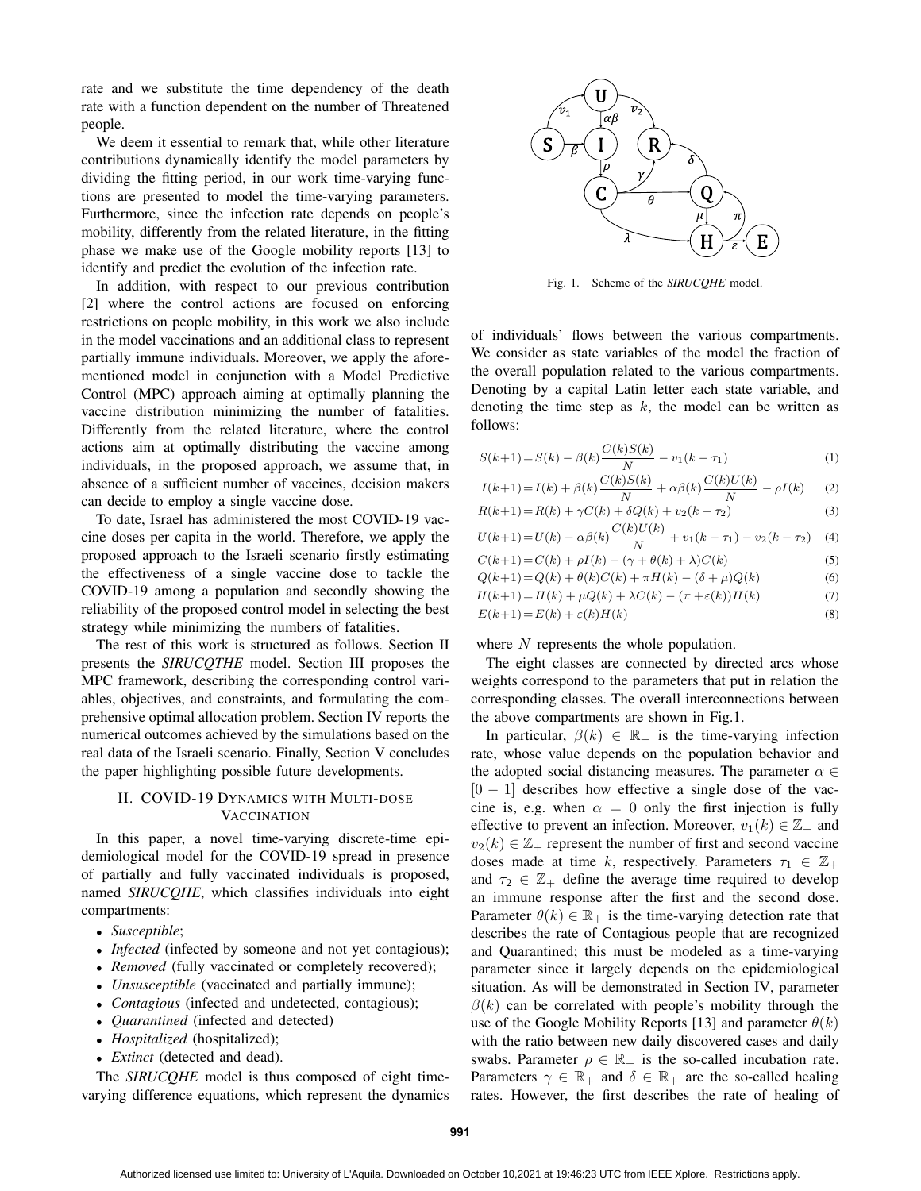rate and we substitute the time dependency of the death rate with a function dependent on the number of Threatened people.

We deem it essential to remark that, while other literature contributions dynamically identify the model parameters by dividing the fitting period, in our work time-varying functions are presented to model the time-varying parameters. Furthermore, since the infection rate depends on people's mobility, differently from the related literature, in the fitting phase we make use of the Google mobility reports [13] to identify and predict the evolution of the infection rate.

In addition, with respect to our previous contribution [2] where the control actions are focused on enforcing restrictions on people mobility, in this work we also include in the model vaccinations and an additional class to represent partially immune individuals. Moreover, we apply the aforementioned model in conjunction with a Model Predictive Control (MPC) approach aiming at optimally planning the vaccine distribution minimizing the number of fatalities. Differently from the related literature, where the control actions aim at optimally distributing the vaccine among individuals, in the proposed approach, we assume that, in absence of a sufficient number of vaccines, decision makers can decide to employ a single vaccine dose.

To date, Israel has administered the most COVID-19 vaccine doses per capita in the world. Therefore, we apply the proposed approach to the Israeli scenario firstly estimating the effectiveness of a single vaccine dose to tackle the COVID-19 among a population and secondly showing the reliability of the proposed control model in selecting the best strategy while minimizing the numbers of fatalities.

The rest of this work is structured as follows. Section II presents the *SIRUCQTHE* model. Section III proposes the MPC framework, describing the corresponding control variables, objectives, and constraints, and formulating the comprehensive optimal allocation problem. Section IV reports the numerical outcomes achieved by the simulations based on the real data of the Israeli scenario. Finally, Section V concludes the paper highlighting possible future developments.

## II. COVID-19 Dynamics with Multi-dose Vaccination

In this paper, a novel time-varying discrete-time epidemiological model for the COVID-19 spread in presence of partially and fully vaccinated individuals is proposed, named *SIRUCQHE*, which classifies individuals into eight compartments:

- *Susceptible*;
- *Infected* (infected by someone and not yet contagious);
- *Removed* (fully vaccinated or completely recovered);
- *Unsusceptible* (vaccinated and partially immune);
- *Contagious* (infected and undetected, contagious);
- *Quarantined* (infected and detected)
- *Hospitalized* (hospitalized);
- *Extinct* (detected and dead).

The *SIRUCQHE* model is thus composed of eight time-varying difference equations, which represent the dynamics

Fig. 1. Scheme of the *SIRUCQHE* model.

of individuals' flows between the various compartments. We consider as state variables of the model the fraction of the overall population related to the various compartments. Denoting by a capital Latin letter each state variable, and denoting the time step as $k$, the model can be written as follows:

$$S(k+1)=S(k)-\beta(k)\frac{C(k)S(k)}{N}-v_1(k-\tau_1) \quad (1)$$

$$I(k+1)=I(k)+\beta(k)\frac{C(k)S(k)}{N}+\alpha\beta(k)\frac{C(k)U(k)}{N}-\rho I(k) \quad (2)$$

$$R(k+1)=R(k)+\gamma C(k)+\delta Q(k)+v_2(k-\tau_2) \quad (3)$$

$$U(k+1)=U(k)-\alpha\beta(k)\frac{C(k)U(k)}{N}+v_1(k-\tau_1)-v_2(k-\tau_2) \quad (4)$$

$$C(k+1)=C(k)+\rho I(k)-(\gamma+\theta(k)+\lambda)C(k) \quad (5)$$

$$Q(k+1)=Q(k)+\theta(k)C(k)+\pi H(k)-(\delta+\mu)Q(k) \quad (6)$$

$$H(k+1)=H(k)+\mu Q(k)+\lambda C(k)-(\pi+\varepsilon(k))H(k) \quad (7)$$

$$E(k+1)=E(k)+\varepsilon(k)H(k) \quad (8)$$

where $N$ represents the whole population.

The eight classes are connected by directed arcs whose weights correspond to the parameters that put in relation the corresponding classes. The overall interconnections between the above compartments are shown in Fig.1.

In particular, $\beta(k) \in \mathbb{R}_+$ is the time-varying infection rate, whose value depends on the population behavior and the adopted social distancing measures. The parameter $\alpha \in [0-1]$ describes how effective a single dose of the vaccine is, e.g. when $\alpha = 0$ only the first injection is fully effective to prevent an infection. Moreover, $v_1(k) \in \mathbb{Z}_+$ and $v_2(k) \in \mathbb{Z}_+$ represent the number of first and second vaccine doses made at time $k$, respectively. Parameters $\tau_1 \in \mathbb{Z}_+$ and $\tau_2 \in \mathbb{Z}_+$ define the average time required to develop an immune response after the first and the second dose. Parameter $\theta(k) \in \mathbb{R}_+$ is the time-varying detection rate that describes the rate of Contagious people that are recognized and Quarantined; this must be modeled as a time-varying parameter since it largely depends on the epidemiological situation. As will be demonstrated in Section IV, parameter $\beta(k)$ can be correlated with people's mobility through the use of the Google Mobility Reports [13] and parameter $\theta(k)$ with the ratio between new daily discovered cases and daily swabs. Parameter $\rho \in \mathbb{R}_+$ is the so-called incubation rate. Parameters $\gamma \in \mathbb{R}_+$ and $\delta \in \mathbb{R}_+$ are the so-called healing rates. However, the first describes the rate of healing of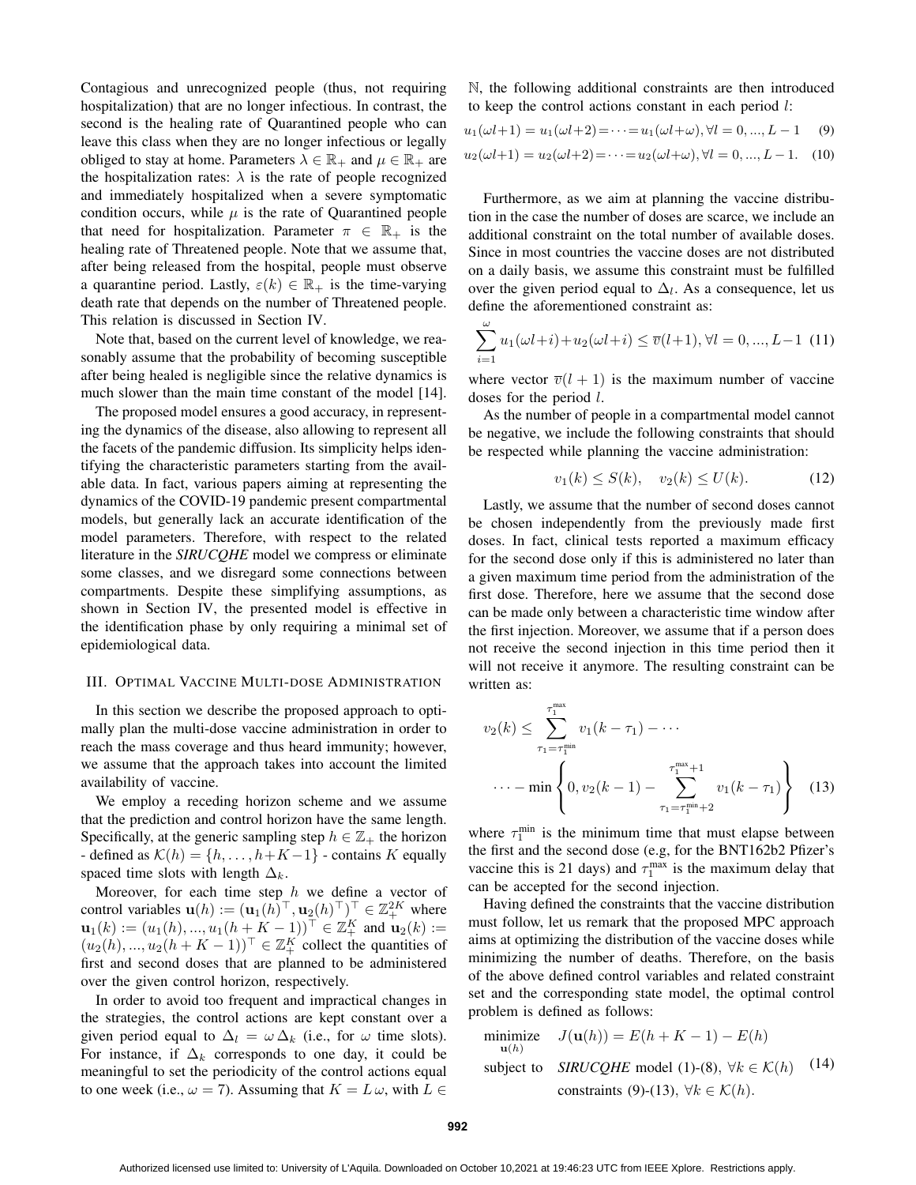Contagious and unrecognized people (thus, not requiring hospitalization) that are no longer infectious. In contrast, the second is the healing rate of Quarantined people who can leave this class when they are no longer infectious or legally obliged to stay at home. Parameters $\lambda \in \mathbb{R}_+$ and $\mu \in \mathbb{R}_+$ are the hospitalization rates: $\lambda$ is the rate of people recognized and immediately hospitalized when a severe symptomatic condition occurs, while $\mu$ is the rate of Quarantined people that need for hospitalization. Parameter $\pi \in \mathbb{R}_+$ is the healing rate of Threatened people. Note that we assume that, after being released from the hospital, people must observe a quarantine period. Lastly, $\varepsilon(k) \in \mathbb{R}_+$ is the time-varying death rate that depends on the number of Threatened people. This relation is discussed in Section IV.

Note that, based on the current level of knowledge, we reasonably assume that the probability of becoming susceptible after being healed is negligible since the relative dynamics is much slower than the main time constant of the model [14].

The proposed model ensures a good accuracy, in representing the dynamics of the disease, also allowing to represent all the facets of the pandemic diffusion. Its simplicity helps identifying the characteristic parameters starting from the available data. In fact, various papers aiming at representing the dynamics of the COVID-19 pandemic present compartmental models, but generally lack an accurate identification of the model parameters. Therefore, with respect to the related literature in the ***SIRUCQHE*** model we compress or eliminate some classes, and we disregard some connections between compartments. Despite these simplifying assumptions, as shown in Section IV, the presented model is effective in the identification phase by only requiring a minimal set of epidemiological data.

## III. Optimal Vaccine Multi-dose Administration

In this section we describe the proposed approach to optimally plan the multi-dose vaccine administration in order to reach the mass coverage and thus heard immunity; however, we assume that the approach takes into account the limited availability of vaccine.

We employ a receding horizon scheme and we assume that the prediction and control horizon have the same length. Specifically, at the generic sampling step $h \in \mathbb{Z}_+$ the horizon - defined as $\mathcal{K}(h) = \{h, \ldots, h+K-1\}$ - contains $K$ equally spaced time slots with length $\Delta_k$.

Moreover, for each time step $h$ we define a vector of control variables $\mathbf{u}(h) := (\mathbf{u}_1(h)^\top, \mathbf{u}_2(h)^\top)^\top \in \mathbb{Z}_+^{2K}$ where $\mathbf{u}_1(k) := (u_1(h), ..., u_1(h+K-1))^\top \in \mathbb{Z}_+^K$ and $\mathbf{u}_2(k) := (u_2(h), ..., u_2(h+K-1))^\top \in \mathbb{Z}_+^K$ collect the quantities of first and second doses that are planned to be administered over the given control horizon, respectively.

In order to avoid too frequent and impractical changes in the strategies, the control actions are kept constant over a given period equal to $\Delta_l = \omega\, \Delta_k$ (i.e., for $\omega$ time slots). For instance, if $\Delta_k$ corresponds to one day, it could be meaningful to set the periodicity of the control actions equal to one week (i.e., $\omega = 7$). Assuming that $K = L\,\omega$, with $L \in \mathbb{N}$, the following additional constraints are then introduced to keep the control actions constant in each period $l$:

$$u_1(\omega l+1) = u_1(\omega l+2) = \cdots = u_1(\omega l+\omega), \forall l = 0, ..., L-1 \quad (9)$$

$$u_2(\omega l+1) = u_2(\omega l+2) = \cdots = u_2(\omega l+\omega), \forall l = 0, ..., L-1. \quad (10)$$

Furthermore, as we aim at planning the vaccine distribution in the case the number of doses are scarce, we include an additional constraint on the total number of available doses. Since in most countries the vaccine doses are not distributed on a daily basis, we assume this constraint must be fulfilled over the given period equal to $\Delta_l$. As a consequence, let us define the aforementioned constraint as:

$$\sum_{i=1}^{\omega} u_1(\omega l+i) + u_2(\omega l+i) \leq \overline{v}(l+1), \forall l = 0, ..., L-1 \quad (11)$$

where vector $\overline{v}(l+1)$ is the maximum number of vaccine doses for the period $l$.

As the number of people in a compartmental model cannot be negative, we include the following constraints that should be respected while planning the vaccine administration:

$$v_1(k) \leq S(k), \quad v_2(k) \leq U(k). \quad (12)$$

Lastly, we assume that the number of second doses cannot be chosen independently from the previously made first doses. In fact, clinical tests reported a maximum efficacy for the second dose only if this is administered no later than a given maximum time period from the administration of the first dose. Therefore, here we assume that the second dose can be made only between a characteristic time window after the first injection. Moreover, we assume that if a person does not receive the second injection in this time period then it will not receive it anymore. The resulting constraint can be written as:

$$v_2(k) \leq \sum_{\tau_1=\tau_1^{\min}}^{\tau_1^{\max}} v_1(k-\tau_1) - \cdots$$

$$\cdots - \min\left\{0, v_2(k-1) - \sum_{\tau_1=\tau_1^{\min}+2}^{\tau_1^{\max}+1} v_1(k-\tau_1)\right\} \quad (13)$$

where $\tau_1^{\min}$ is the minimum time that must elapse between the first and the second dose (e.g, for the BNT162b2 Pfizer's vaccine this is 21 days) and $\tau_1^{\max}$ is the maximum delay that can be accepted for the second injection.

Having defined the constraints that the vaccine distribution must follow, let us remark that the proposed MPC approach aims at optimizing the distribution of the vaccine doses while minimizing the number of deaths. Therefore, on the basis of the above defined control variables and related constraint set and the corresponding state model, the optimal control problem is defined as follows:

$$\begin{aligned} \underset{\mathbf{u}(h)}{\text{minimize}} \quad & J(\mathbf{u}(h)) = E(h+K-1) - E(h) \\ \text{subject to} \quad & \textit{SIRUCQHE} \text{ model (1)-(8)}, \ \forall k \in \mathcal{K}(h) \\ & \text{constraints (9)-(13)}, \ \forall k \in \mathcal{K}(h). \end{aligned} \quad (14)$$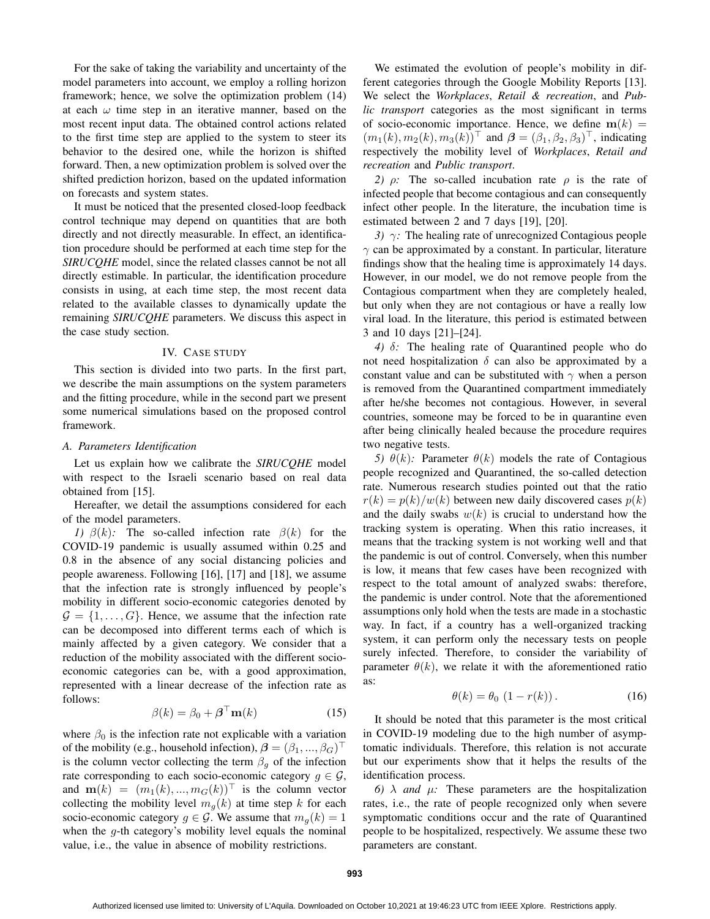For the sake of taking the variability and uncertainty of the model parameters into account, we employ a rolling horizon framework; hence, we solve the optimization problem (14) at each $\omega$ time step in an iterative manner, based on the most recent input data. The obtained control actions related to the first time step are applied to the system to steer its behavior to the desired one, while the horizon is shifted forward. Then, a new optimization problem is solved over the shifted prediction horizon, based on the updated information on forecasts and system states.

It must be noticed that the presented closed-loop feedback control technique may depend on quantities that are both directly and not directly measurable. In effect, an identification procedure should be performed at each time step for the *SIRUCQHE* model, since the related classes cannot be not all directly estimable. In particular, the identification procedure consists in using, at each time step, the most recent data related to the available classes to dynamically update the remaining *SIRUCQHE* parameters. We discuss this aspect in the case study section.

## IV. Case Study

This section is divided into two parts. In the first part, we describe the main assumptions on the system parameters and the fitting procedure, while in the second part we present some numerical simulations based on the proposed control framework.

### A. Parameters Identification

Let us explain how we calibrate the *SIRUCQHE* model with respect to the Israeli scenario based on real data obtained from [15].

Hereafter, we detail the assumptions considered for each of the model parameters.

*1) $\beta(k)$:* The so-called infection rate $\beta(k)$ for the COVID-19 pandemic is usually assumed within 0.25 and 0.8 in the absence of any social distancing policies and people awareness. Following [16], [17] and [18], we assume that the infection rate is strongly influenced by people's mobility in different socio-economic categories denoted by $\mathcal{G} = \{1, \ldots, G\}$. Hence, we assume that the infection rate can be decomposed into different terms each of which is mainly affected by a given category. We consider that a reduction of the mobility associated with the different socio-economic categories can be, with a good approximation, represented with a linear decrease of the infection rate as follows:

$$\beta(k) = \beta_0 + \boldsymbol{\beta}^\top \mathbf{m}(k) \tag{15}$$

where $\beta_0$ is the infection rate not explicable with a variation of the mobility (e.g., household infection), $\boldsymbol{\beta} = (\beta_1, ..., \beta_G)^\top$ is the column vector collecting the term $\beta_g$ of the infection rate corresponding to each socio-economic category $g \in \mathcal{G}$, and $\mathbf{m}(k) = (m_1(k), ..., m_G(k))^\top$ is the column vector collecting the mobility level $m_g(k)$ at time step $k$ for each socio-economic category $g \in \mathcal{G}$. We assume that $m_g(k) = 1$ when the $g$-th category's mobility level equals the nominal value, i.e., the value in absence of mobility restrictions.

We estimated the evolution of people's mobility in different categories through the Google Mobility Reports [13]. We select the *Workplaces*, *Retail & recreation*, and *Public transport* categories as the most significant in terms of socio-economic importance. Hence, we define $\mathbf{m}(k) = (m_1(k), m_2(k), m_3(k))^\top$ and $\boldsymbol{\beta} = (\beta_1, \beta_2, \beta_3)^\top$, indicating respectively the mobility level of *Workplaces*, *Retail and recreation* and *Public transport*.

*2) $\rho$:* The so-called incubation rate $\rho$ is the rate of infected people that become contagious and can consequently infect other people. In the literature, the incubation time is estimated between 2 and 7 days [19], [20].

*3) $\gamma$:* The healing rate of unrecognized Contagious people $\gamma$ can be approximated by a constant. In particular, literature findings show that the healing time is approximately 14 days. However, in our model, we do not remove people from the Contagious compartment when they are completely healed, but only when they are not contagious or have a really low viral load. In the literature, this period is estimated between 3 and 10 days [21]–[24].

*4) $\delta$:* The healing rate of Quarantined people who do not need hospitalization $\delta$ can also be approximated by a constant value and can be substituted with $\gamma$ when a person is removed from the Quarantined compartment immediately after he/she becomes not contagious. However, in several countries, someone may be forced to be in quarantine even after being clinically healed because the procedure requires two negative tests.

*5) $\theta(k)$:* Parameter $\theta(k)$ models the rate of Contagious people recognized and Quarantined, the so-called detection rate. Numerous research studies pointed out that the ratio $r(k) = p(k)/w(k)$ between new daily discovered cases $p(k)$ and the daily swabs $w(k)$ is crucial to understand how the tracking system is operating. When this ratio increases, it means that the tracking system is not working well and that the pandemic is out of control. Conversely, when this number is low, it means that few cases have been recognized with respect to the total amount of analyzed swabs: therefore, the pandemic is under control. Note that the aforementioned assumptions only hold when the tests are made in a stochastic way. In fact, if a country has a well-organized tracking system, it can perform only the necessary tests on people surely infected. Therefore, to consider the variability of parameter $\theta(k)$, we relate it with the aforementioned ratio as:

$$\theta(k) = \theta_0 \, (1 - r(k)) \,. \tag{16}$$

It should be noted that this parameter is the most critical in COVID-19 modeling due to the high number of asymptomatic individuals. Therefore, this relation is not accurate but our experiments show that it helps the results of the identification process.

*6) $\lambda$ and $\mu$:* These parameters are the hospitalization rates, i.e., the rate of people recognized only when severe symptomatic conditions occur and the rate of Quarantined people to be hospitalized, respectively. We assume these two parameters are constant.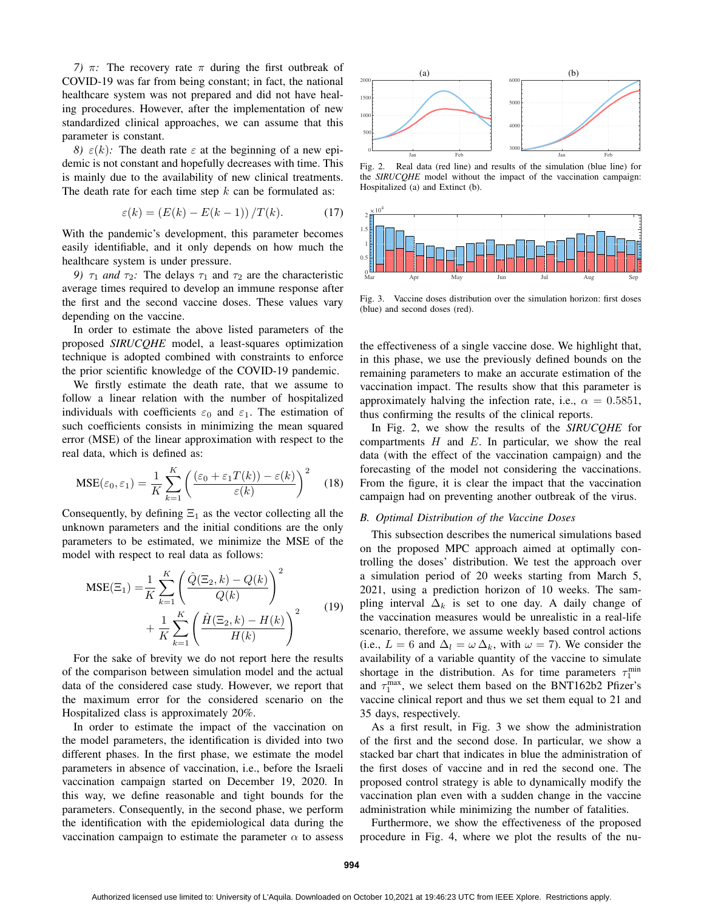*7) $\pi$:* The recovery rate $\pi$ during the first outbreak of COVID-19 was far from being constant; in fact, the national healthcare system was not prepared and did not have healing procedures. However, after the implementation of new standardized clinical approaches, we can assume that this parameter is constant.

*8) $\varepsilon(k)$:* The death rate $\varepsilon$ at the beginning of a new epidemic is not constant and hopefully decreases with time. This is mainly due to the availability of new clinical treatments. The death rate for each time step $k$ can be formulated as:

$$\varepsilon(k) = \left(E(k) - E(k-1)\right)/T(k). \tag{17}$$

With the pandemic's development, this parameter becomes easily identifiable, and it only depends on how much the healthcare system is under pressure.

*9) $\tau_1$ and $\tau_2$:* The delays $\tau_1$ and $\tau_2$ are the characteristic average times required to develop an immune response after the first and the second vaccine doses. These values vary depending on the vaccine.

In order to estimate the above listed parameters of the proposed *SIRUCQHE* model, a least-squares optimization technique is adopted combined with constraints to enforce the prior scientific knowledge of the COVID-19 pandemic.

We firstly estimate the death rate, that we assume to follow a linear relation with the number of hospitalized individuals with coefficients $\varepsilon_0$ and $\varepsilon_1$. The estimation of such coefficients consists in minimizing the mean squared error (MSE) of the linear approximation with respect to the real data, which is defined as:

$$\text{MSE}(\varepsilon_0, \varepsilon_1) = \frac{1}{K}\sum_{k=1}^{K}\left(\frac{(\varepsilon_0 + \varepsilon_1 T(k)) - \varepsilon(k)}{\varepsilon(k)}\right)^2 \tag{18}$$

Consequently, by defining $\Xi_1$ as the vector collecting all the unknown parameters and the initial conditions are the only parameters to be estimated, we minimize the MSE of the model with respect to real data as follows:

$$\begin{aligned}\text{MSE}(\Xi_1) =& \frac{1}{K}\sum_{k=1}^{K}\left(\frac{\hat{Q}(\Xi_2, k) - Q(k)}{Q(k)}\right)^2 \\ &+ \frac{1}{K}\sum_{k=1}^{K}\left(\frac{\hat{H}(\Xi_2, k) - H(k)}{H(k)}\right)^2\end{aligned} \tag{19}$$

For the sake of brevity we do not report here the results of the comparison between simulation model and the actual data of the considered case study. However, we report that the maximum error for the considered scenario on the Hospitalized class is approximately 20%.

In order to estimate the impact of the vaccination on the model parameters, the identification is divided into two different phases. In the first phase, we estimate the model parameters in absence of vaccination, i.e., before the Israeli vaccination campaign started on December 19, 2020. In this way, we define reasonable and tight bounds for the parameters. Consequently, in the second phase, we perform the identification with the epidemiological data during the vaccination campaign to estimate the parameter $\alpha$ to assess the effectiveness of a single vaccine dose. We highlight that, in this phase, we use the previously defined bounds on the remaining parameters to make an accurate estimation of the vaccination impact. The results show that this parameter is approximately halving the infection rate, i.e., $\alpha = 0.5851$, thus confirming the results of the clinical reports.

Fig. 2. Real data (red line) and results of the simulation (blue line) for the *SIRUCQHE* model without the impact of the vaccination campaign: Hospitalized (a) and Extinct (b).

Fig. 3. Vaccine doses distribution over the simulation horizon: first doses (blue) and second doses (red).

In Fig. 2, we show the results of the *SIRUCQHE* for compartments $H$ and $E$. In particular, we show the real data (with the effect of the vaccination campaign) and the forecasting of the model not considering the vaccinations. From the figure, it is clear the impact that the vaccination campaign had on preventing another outbreak of the virus.

### *B. Optimal Distribution of the Vaccine Doses*

This subsection describes the numerical simulations based on the proposed MPC approach aimed at optimally controlling the doses' distribution. We test the approach over a simulation period of 20 weeks starting from March 5, 2021, using a prediction horizon of 10 weeks. The sampling interval $\Delta_k$ is set to one day. A daily change of the vaccination measures would be unrealistic in a real-life scenario, therefore, we assume weekly based control actions (i.e., $L = 6$ and $\Delta_l = \omega\,\Delta_k$, with $\omega = 7$). We consider the availability of a variable quantity of the vaccine to simulate shortage in the distribution. As for time parameters $\tau_1^{\min}$ and $\tau_1^{\max}$, we select them based on the BNT162b2 Pfizer's vaccine clinical report and thus we set them equal to 21 and 35 days, respectively.

As a first result, in Fig. 3 we show the administration of the first and the second dose. In particular, we show a stacked bar chart that indicates in blue the administration of the first doses of vaccine and in red the second one. The proposed control strategy is able to dynamically modify the vaccination plan even with a sudden change in the vaccine administration while minimizing the number of fatalities.

Furthermore, we show the effectiveness of the proposed procedure in Fig. 4, where we plot the results of the nu-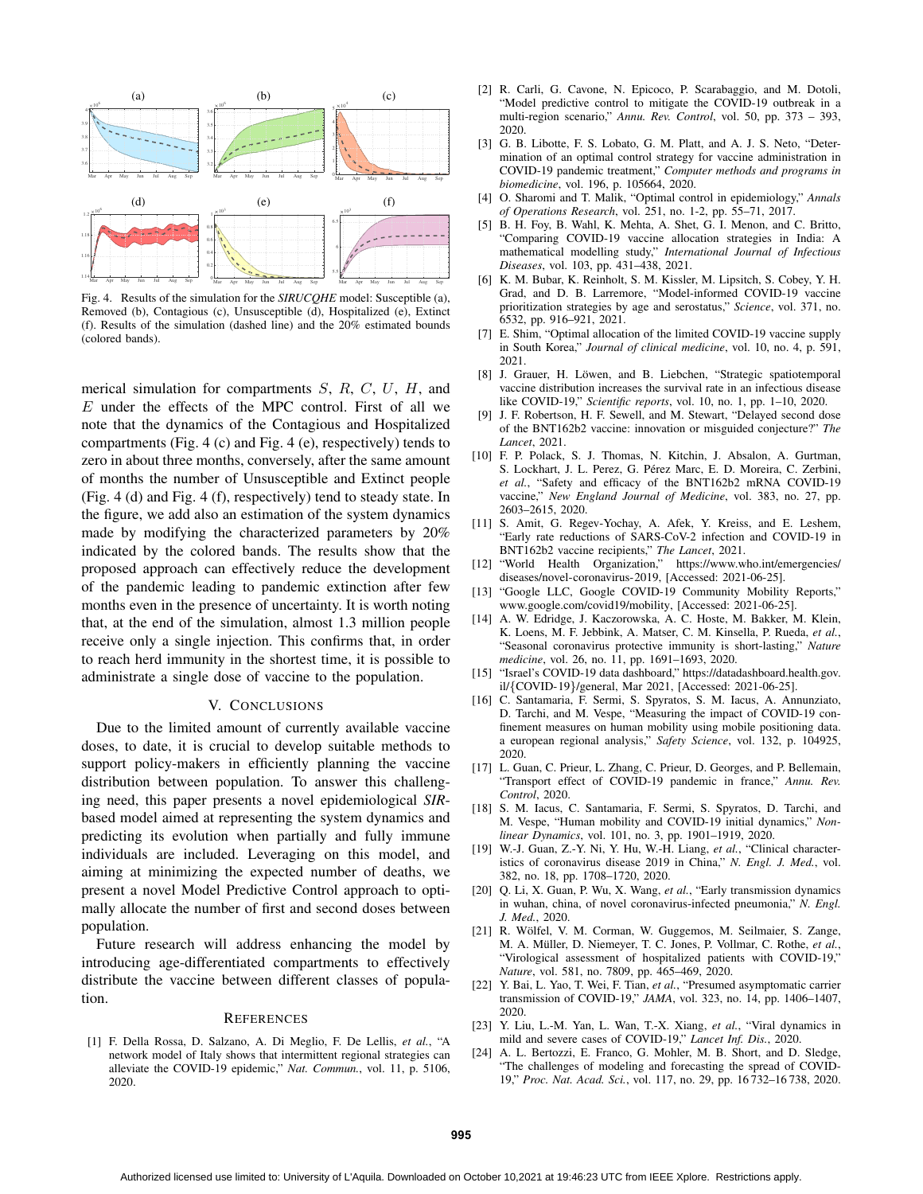(a)

(b)

(c)

(d)

(e)

(f)

Fig. 4. Results of the simulation for the *SIRUCQHE* model: Susceptible (a), Removed (b), Contagious (c), Unsusceptible (d), Hospitalized (e), Extinct (f). Results of the simulation (dashed line) and the 20% estimated bounds (colored bands).

merical simulation for compartments $S$, $R$, $C$, $U$, $H$, and $E$ under the effects of the MPC control. First of all we note that the dynamics of the Contagious and Hospitalized compartments (Fig. 4 (c) and Fig. 4 (e), respectively) tends to zero in about three months, conversely, after the same amount of months the number of Unsusceptible and Extinct people (Fig. 4 (d) and Fig. 4 (f), respectively) tend to steady state. In the figure, we add also an estimation of the system dynamics made by modifying the characterized parameters by 20% indicated by the colored bands. The results show that the proposed approach can effectively reduce the development of the pandemic leading to pandemic extinction after few months even in the presence of uncertainty. It is worth noting that, at the end of the simulation, almost 1.3 million people receive only a single injection. This confirms that, in order to reach herd immunity in the shortest time, it is possible to administrate a single dose of vaccine to the population.

## V. Conclusions

Due to the limited amount of currently available vaccine doses, to date, it is crucial to develop suitable methods to support policy-makers in efficiently planning the vaccine distribution between population. To answer this challenging need, this paper presents a novel epidemiological *SIR*-based model aimed at representing the system dynamics and predicting its evolution when partially and fully immune individuals are included. Leveraging on this model, and aiming at minimizing the expected number of deaths, we present a novel Model Predictive Control approach to optimally allocate the number of first and second doses between population.

Future research will address enhancing the model by introducing age-differentiated compartments to effectively distribute the vaccine between different classes of population.

## References

[1] F. Della Rossa, D. Salzano, A. Di Meglio, F. De Lellis, *et al.*, "A network model of Italy shows that intermittent regional strategies can alleviate the COVID-19 epidemic," *Nat. Commun.*, vol. 11, p. 5106, 2020.

[2] R. Carli, G. Cavone, N. Epicoco, P. Scarabaggio, and M. Dotoli, "Model predictive control to mitigate the COVID-19 outbreak in a multi-region scenario," *Annu. Rev. Control*, vol. 50, pp. 373 – 393, 2020.

[3] G. B. Libotte, F. S. Lobato, G. M. Platt, and A. J. S. Neto, "Determination of an optimal control strategy for vaccine administration in COVID-19 pandemic treatment," *Computer methods and programs in biomedicine*, vol. 196, p. 105664, 2020.

[4] O. Sharomi and T. Malik, "Optimal control in epidemiology," *Annals of Operations Research*, vol. 251, no. 1-2, pp. 55–71, 2017.

[5] B. H. Foy, B. Wahl, K. Mehta, A. Shet, G. I. Menon, and C. Britto, "Comparing COVID-19 vaccine allocation strategies in India: A mathematical modelling study," *International Journal of Infectious Diseases*, vol. 103, pp. 431–438, 2021.

[6] K. M. Bubar, K. Reinholt, S. M. Kissler, M. Lipsitch, S. Cobey, Y. H. Grad, and D. B. Larremore, "Model-informed COVID-19 vaccine prioritization strategies by age and serostatus," *Science*, vol. 371, no. 6532, pp. 916–921, 2021.

[7] E. Shim, "Optimal allocation of the limited COVID-19 vaccine supply in South Korea," *Journal of clinical medicine*, vol. 10, no. 4, p. 591, 2021.

[8] J. Grauer, H. Löwen, and B. Liebchen, "Strategic spatiotemporal vaccine distribution increases the survival rate in an infectious disease like COVID-19," *Scientific reports*, vol. 10, no. 1, pp. 1–10, 2020.

[9] J. F. Robertson, H. F. Sewell, and M. Stewart, "Delayed second dose of the BNT162b2 vaccine: innovation or misguided conjecture?" *The Lancet*, 2021.

[10] F. P. Polack, S. J. Thomas, N. Kitchin, J. Absalon, A. Gurtman, S. Lockhart, J. L. Perez, G. Pérez Marc, E. D. Moreira, C. Zerbini, *et al.*, "Safety and efficacy of the BNT162b2 mRNA COVID-19 vaccine," *New England Journal of Medicine*, vol. 383, no. 27, pp. 2603–2615, 2020.

[11] S. Amit, G. Regev-Yochay, A. Afek, Y. Kreiss, and E. Leshem, "Early rate reductions of SARS-CoV-2 infection and COVID-19 in BNT162b2 vaccine recipients," *The Lancet*, 2021.

[12] "World Health Organization," https://www.who.int/emergencies/diseases/novel-coronavirus-2019, [Accessed: 2021-06-25].

[13] "Google LLC, Google COVID-19 Community Mobility Reports," www.google.com/covid19/mobility, [Accessed: 2021-06-25].

[14] A. W. Edridge, J. Kaczorowska, A. C. Hoste, M. Bakker, M. Klein, K. Loens, M. F. Jebbink, A. Matser, C. M. Kinsella, P. Rueda, *et al.*, "Seasonal coronavirus protective immunity is short-lasting," *Nature medicine*, vol. 26, no. 11, pp. 1691–1693, 2020.

[15] "Israel's COVID-19 data dashboard," https://datadashboard.health.gov.il/{COVID-19}/general, Mar 2021, [Accessed: 2021-06-25].

[16] C. Santamaria, F. Sermi, S. Spyratos, S. M. Iacus, A. Annunziato, D. Tarchi, and M. Vespe, "Measuring the impact of COVID-19 confinement measures on human mobility using mobile positioning data. a european regional analysis," *Safety Science*, vol. 132, p. 104925, 2020.

[17] L. Guan, C. Prieur, L. Zhang, C. Prieur, D. Georges, and P. Bellemain, "Transport effect of COVID-19 pandemic in france," *Annu. Rev. Control*, 2020.

[18] S. M. Iacus, C. Santamaria, F. Sermi, S. Spyratos, D. Tarchi, and M. Vespe, "Human mobility and COVID-19 initial dynamics," *Nonlinear Dynamics*, vol. 101, no. 3, pp. 1901–1919, 2020.

[19] W.-J. Guan, Z.-Y. Ni, Y. Hu, W.-H. Liang, *et al.*, "Clinical characteristics of coronavirus disease 2019 in China," *N. Engl. J. Med.*, vol. 382, no. 18, pp. 1708–1720, 2020.

[20] Q. Li, X. Guan, P. Wu, X. Wang, *et al.*, "Early transmission dynamics in wuhan, china, of novel coronavirus-infected pneumonia," *N. Engl. J. Med.*, 2020.

[21] R. Wölfel, V. M. Corman, W. Guggemos, M. Seilmaier, S. Zange, M. A. Müller, D. Niemeyer, T. C. Jones, P. Vollmar, C. Rothe, *et al.*, "Virological assessment of hospitalized patients with COVID-19," *Nature*, vol. 581, no. 7809, pp. 465–469, 2020.

[22] Y. Bai, L. Yao, T. Wei, F. Tian, *et al.*, "Presumed asymptomatic carrier transmission of COVID-19," *JAMA*, vol. 323, no. 14, pp. 1406–1407, 2020.

[23] Y. Liu, L.-M. Yan, L. Wan, T.-X. Xiang, *et al.*, "Viral dynamics in mild and severe cases of COVID-19," *Lancet Inf. Dis.*, 2020.

[24] A. L. Bertozzi, E. Franco, G. Mohler, M. B. Short, and D. Sledge, "The challenges of modeling and forecasting the spread of COVID-19," *Proc. Nat. Acad. Sci.*, vol. 117, no. 29, pp. 16 732–16 738, 2020.